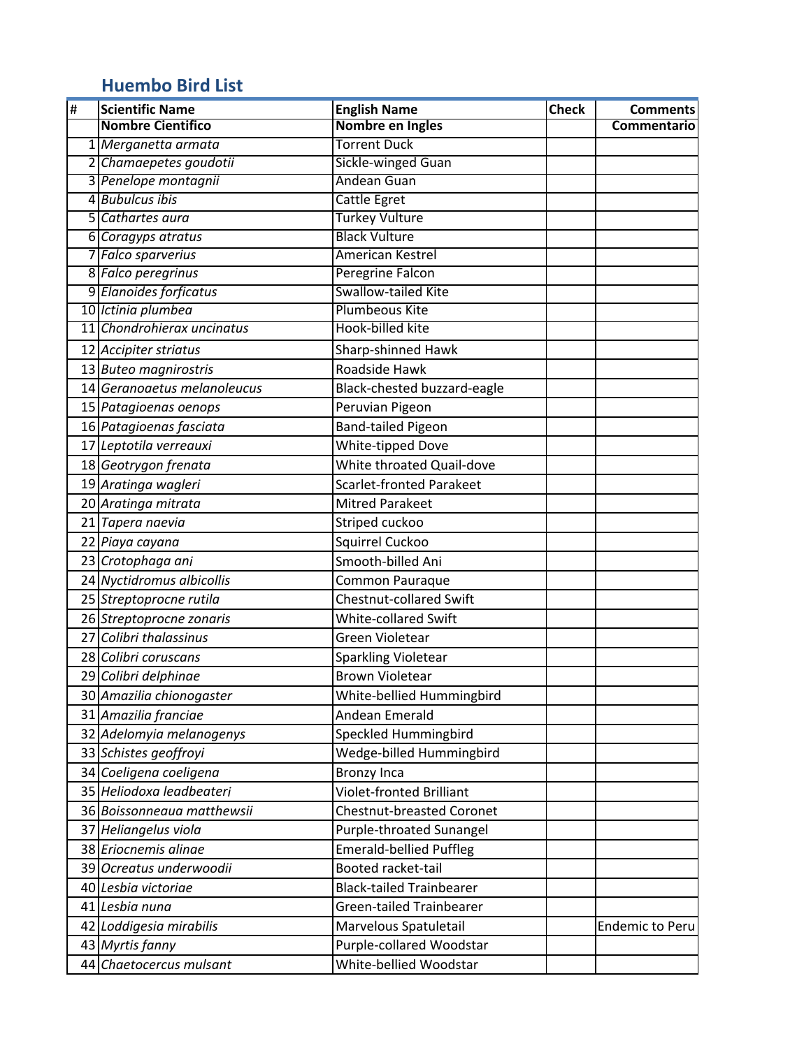## Huembo Bird List

| # | Scientific Name | English Name | Check | Comments |
|---|---|---|---|---|
| | **Nombre Cientifico** | **Nombre en Ingles** | | **Commentario** |
| 1 | *Merganetta armata* | Torrent Duck | | |
| 2 | *Chamaepetes goudotii* | Sickle-winged Guan | | |
| 3 | *Penelope montagnii* | Andean Guan | | |
| 4 | *Bubulcus ibis* | Cattle Egret | | |
| 5 | *Cathartes aura* | Turkey Vulture | | |
| 6 | *Coragyps atratus* | Black Vulture | | |
| 7 | *Falco sparverius* | American Kestrel | | |
| 8 | *Falco peregrinus* | Peregrine Falcon | | |
| 9 | *Elanoides forficatus* | Swallow-tailed Kite | | |
| 10 | *Ictinia plumbea* | Plumbeous Kite | | |
| 11 | *Chondrohierax uncinatus* | Hook-billed kite | | |
| 12 | *Accipiter striatus* | Sharp-shinned Hawk | | |
| 13 | *Buteo magnirostris* | Roadside Hawk | | |
| 14 | *Geranoaetus melanoleucus* | Black-chested buzzard-eagle | | |
| 15 | *Patagioenas oenops* | Peruvian Pigeon | | |
| 16 | *Patagioenas fasciata* | Band-tailed Pigeon | | |
| 17 | *Leptotila verreauxi* | White-tipped Dove | | |
| 18 | *Geotrygon frenata* | White throated Quail-dove | | |
| 19 | *Aratinga wagleri* | Scarlet-fronted Parakeet | | |
| 20 | *Aratinga mitrata* | Mitred Parakeet | | |
| 21 | *Tapera naevia* | Striped cuckoo | | |
| 22 | *Piaya cayana* | Squirrel Cuckoo | | |
| 23 | *Crotophaga ani* | Smooth-billed Ani | | |
| 24 | *Nyctidromus albicollis* | Common Pauraque | | |
| 25 | *Streptoprocne rutila* | Chestnut-collared Swift | | |
| 26 | *Streptoprocne zonaris* | White-collared Swift | | |
| 27 | *Colibri thalassinus* | Green Violetear | | |
| 28 | *Colibri coruscans* | Sparkling Violetear | | |
| 29 | *Colibri delphinae* | Brown Violetear | | |
| 30 | *Amazilia chionogaster* | White-bellied Hummingbird | | |
| 31 | *Amazilia franciae* | Andean Emerald | | |
| 32 | *Adelomyia melanogenys* | Speckled Hummingbird | | |
| 33 | *Schistes geoffroyi* | Wedge-billed Hummingbird | | |
| 34 | *Coeligena coeligena* | Bronzy Inca | | |
| 35 | *Heliodoxa leadbeateri* | Violet-fronted Brilliant | | |
| 36 | *Boissonneaua matthewsii* | Chestnut-breasted Coronet | | |
| 37 | *Heliangelus viola* | Purple-throated Sunangel | | |
| 38 | *Eriocnemis alinae* | Emerald-bellied Puffleg | | |
| 39 | *Ocreatus underwoodii* | Booted racket-tail | | |
| 40 | *Lesbia victoriae* | Black-tailed Trainbearer | | |
| 41 | *Lesbia nuna* | Green-tailed Trainbearer | | |
| 42 | *Loddigesia mirabilis* | Marvelous Spatuletail | | Endemic to Peru |
| 43 | *Myrtis fanny* | Purple-collared Woodstar | | |
| 44 | *Chaetocercus mulsant* | White-bellied Woodstar | | |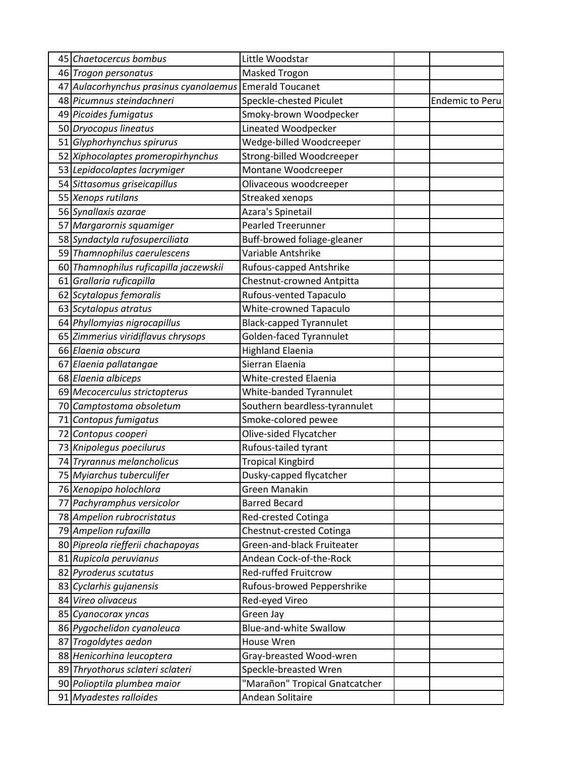| | | | | |
|---|---|---|---|---|
| 45 | *Chaetocercus bombus* | Little Woodstar | | |
| 46 | *Trogon personatus* | Masked Trogon | | |
| 47 | *Aulacorhynchus prasinus cyanolaemus* | Emerald Toucanet | | |
| 48 | *Picumnus steindachneri* | Speckle-chested Piculet | | Endemic to Peru |
| 49 | *Picoides fumigatus* | Smoky-brown Woodpecker | | |
| 50 | *Dryocopus lineatus* | Lineated Woodpecker | | |
| 51 | *Glyphorhynchus spirurus* | Wedge-billed Woodcreeper | | |
| 52 | *Xiphocolaptes promeropirhynchus* | Strong-billed Woodcreeper | | |
| 53 | *Lepidocolaptes lacrymiger* | Montane Woodcreeper | | |
| 54 | *Sittasomus griseicapillus* | Olivaceous woodcreeper | | |
| 55 | *Xenops rutilans* | Streaked xenops | | |
| 56 | *Synallaxis azarae* | Azara's Spinetail | | |
| 57 | *Margarornis squamiger* | Pearled Treerunner | | |
| 58 | *Syndactyla rufosuperciliata* | Buff-browed foliage-gleaner | | |
| 59 | *Thamnophilus caerulescens* | Variable Antshrike | | |
| 60 | *Thamnophilus ruficapilla jaczewskii* | Rufous-capped Antshrike | | |
| 61 | *Grallaria ruficapilla* | Chestnut-crowned Antpitta | | |
| 62 | *Scytalopus femoralis* | Rufous-vented Tapaculo | | |
| 63 | *Scytalopus atratus* | White-crowned Tapaculo | | |
| 64 | *Phyllomyias nigrocapillus* | Black-capped Tyrannulet | | |
| 65 | *Zimmerius viridiflavus chrysops* | Golden-faced Tyrannulet | | |
| 66 | *Elaenia obscura* | Highland Elaenia | | |
| 67 | *Elaenia pallatangae* | Sierran Elaenia | | |
| 68 | *Elaenia albiceps* | White-crested Elaenia | | |
| 69 | *Mecocerculus strictopterus* | White-banded Tyrannulet | | |
| 70 | *Camptostoma obsoletum* | Southern beardless-tyrannulet | | |
| 71 | *Contopus fumigatus* | Smoke-colored pewee | | |
| 72 | *Contopus cooperi* | Olive-sided Flycatcher | | |
| 73 | *Knipolegus poecilurus* | Rufous-tailed tyrant | | |
| 74 | *Tryrannus melancholicus* | Tropical Kingbird | | |
| 75 | *Myiarchus tuberculifer* | Dusky-capped flycatcher | | |
| 76 | *Xenopipo holochlora* | Green Manakin | | |
| 77 | *Pachyramphus versicolor* | Barred Becard | | |
| 78 | *Ampelion rubrocristatus* | Red-crested Cotinga | | |
| 79 | *Ampelion rufaxilla* | Chestnut-crested Cotinga | | |
| 80 | *Pipreola riefferii chachapoyas* | Green-and-black Fruiteater | | |
| 81 | *Rupicola peruvianus* | Andean Cock-of-the-Rock | | |
| 82 | *Pyroderus scutatus* | Red-ruffed Fruitcrow | | |
| 83 | *Cyclarhis gujanensis* | Rufous-browed Peppershrike | | |
| 84 | *Vireo olivaceus* | Red-eyed Vireo | | |
| 85 | *Cyanocorax yncas* | Green Jay | | |
| 86 | *Pygochelidon cyanoleuca* | Blue-and-white Swallow | | |
| 87 | *Trogoldytes aedon* | House Wren | | |
| 88 | *Henicorhina leucoptera* | Gray-breasted Wood-wren | | |
| 89 | *Thryothorus sclateri sclateri* | Speckle-breasted Wren | | |
| 90 | *Polioptila plumbea maior* | "Marañon" Tropical Gnatcatcher | | |
| 91 | *Myadestes ralloides* | Andean Solitaire | | |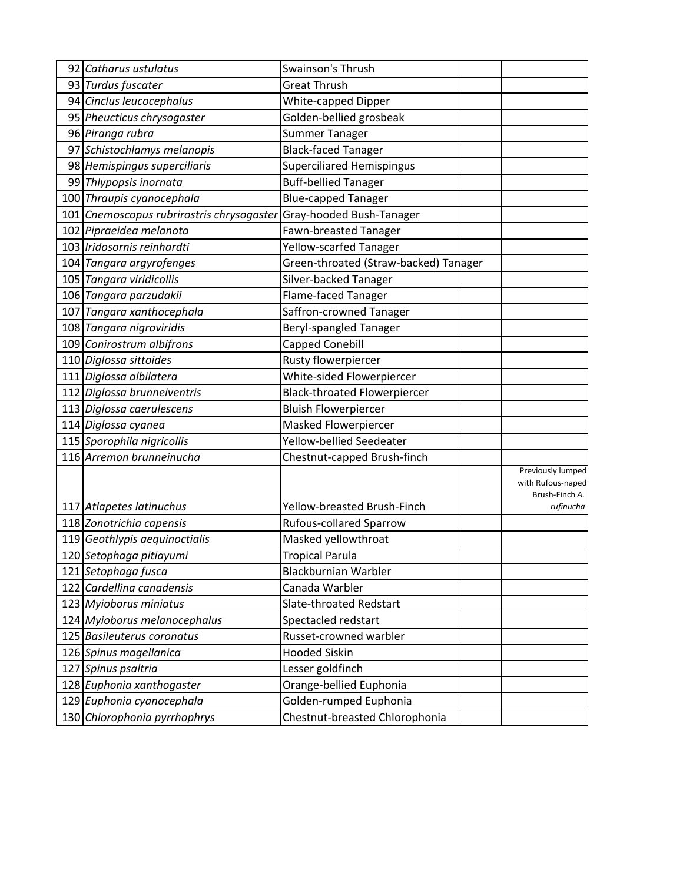| | | | | |
|---|---|---|---|---|
| 92 | *Catharus ustulatus* | Swainson's Thrush | | |
| 93 | *Turdus fuscater* | Great Thrush | | |
| 94 | *Cinclus leucocephalus* | White-capped Dipper | | |
| 95 | *Pheucticus chrysogaster* | Golden-bellied grosbeak | | |
| 96 | *Piranga rubra* | Summer Tanager | | |
| 97 | *Schistochlamys melanopis* | Black-faced Tanager | | |
| 98 | *Hemispingus superciliaris* | Superciliared Hemispingus | | |
| 99 | *Thlypopsis inornata* | Buff-bellied Tanager | | |
| 100 | *Thraupis cyanocephala* | Blue-capped Tanager | | |
| 101 | *Cnemoscopus rubrirostris chrysogaster* | Gray-hooded Bush-Tanager | | |
| 102 | *Pipraeidea melanota* | Fawn-breasted Tanager | | |
| 103 | *Iridosornis reinhardti* | Yellow-scarfed Tanager | | |
| 104 | *Tangara argyrofenges* | Green-throated (Straw-backed) Tanager | | |
| 105 | *Tangara viridicollis* | Silver-backed Tanager | | |
| 106 | *Tangara parzudakii* | Flame-faced Tanager | | |
| 107 | *Tangara xanthocephala* | Saffron-crowned Tanager | | |
| 108 | *Tangara nigroviridis* | Beryl-spangled Tanager | | |
| 109 | *Conirostrum albifrons* | Capped Conebill | | |
| 110 | *Diglossa sittoides* | Rusty flowerpiercer | | |
| 111 | *Diglossa albilatera* | White-sided Flowerpiercer | | |
| 112 | *Diglossa brunneiventris* | Black-throated Flowerpiercer | | |
| 113 | *Diglossa caerulescens* | Bluish Flowerpiercer | | |
| 114 | *Diglossa cyanea* | Masked Flowerpiercer | | |
| 115 | *Sporophila nigricollis* | Yellow-bellied Seedeater | | |
| 116 | *Arremon brunneinucha* | Chestnut-capped Brush-finch | | |
| 117 | *Atlapetes latinuchus* | Yellow-breasted Brush-Finch | | Previously lumped with Rufous-naped Brush-Finch *A. rufinucha* |
| 118 | *Zonotrichia capensis* | Rufous-collared Sparrow | | |
| 119 | *Geothlypis aequinoctialis* | Masked yellowthroat | | |
| 120 | *Setophaga pitiayumi* | Tropical Parula | | |
| 121 | *Setophaga fusca* | Blackburnian Warbler | | |
| 122 | *Cardellina canadensis* | Canada Warbler | | |
| 123 | *Myioborus miniatus* | Slate-throated Redstart | | |
| 124 | *Myioborus melanocephalus* | Spectacled redstart | | |
| 125 | *Basileuterus coronatus* | Russet-crowned warbler | | |
| 126 | *Spinus magellanica* | Hooded Siskin | | |
| 127 | *Spinus psaltria* | Lesser goldfinch | | |
| 128 | *Euphonia xanthogaster* | Orange-bellied Euphonia | | |
| 129 | *Euphonia cyanocephala* | Golden-rumped Euphonia | | |
| 130 | *Chlorophonia pyrrhophrys* | Chestnut-breasted Chlorophonia | | |